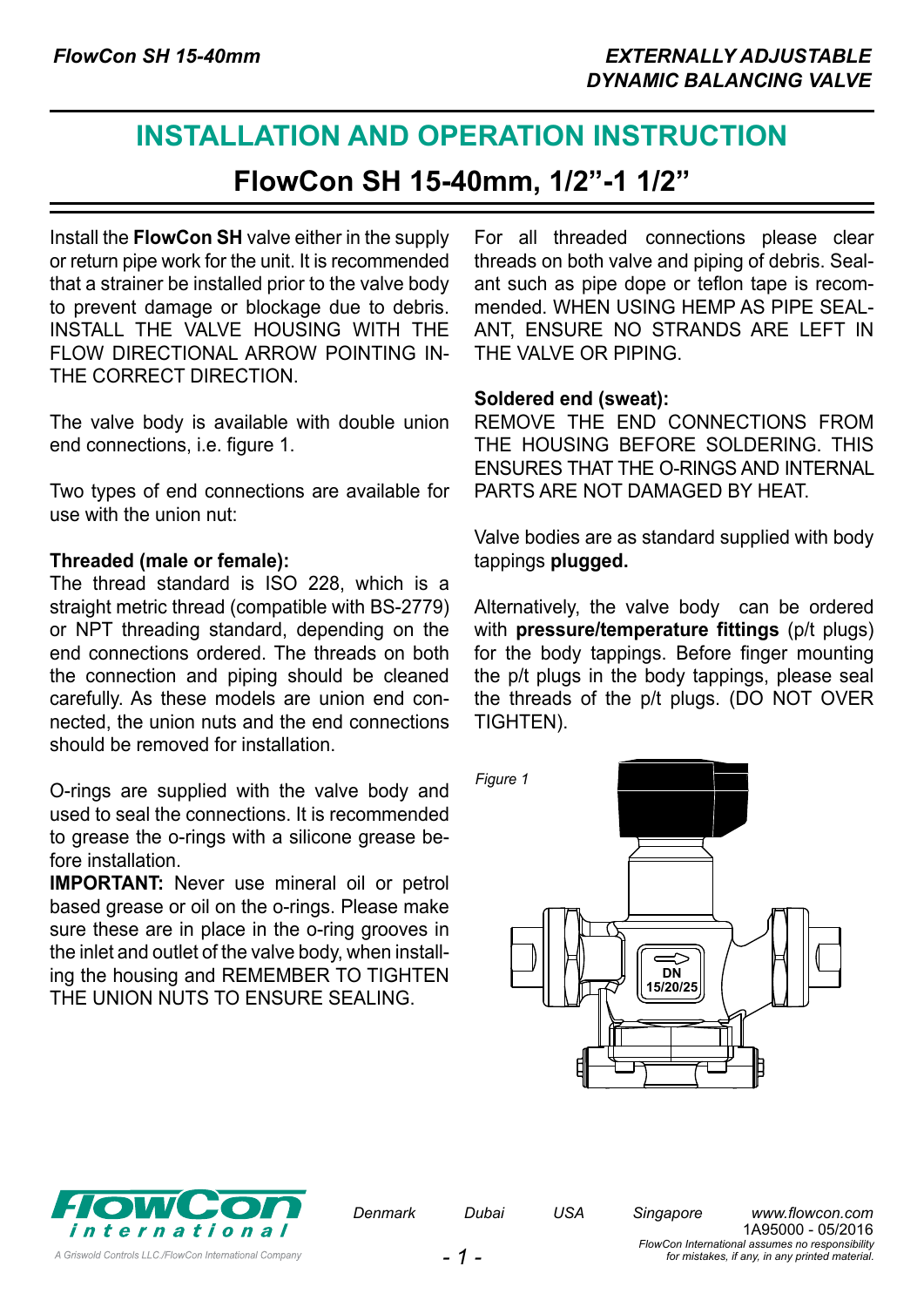# INSTALLATION AND OPERATION INSTRUCTION

## FlowCon SH 15-40mm, 1/2”-1 1/2”

Install the **FlowCon SH** valve either in the supply or return pipe work for the unit. It is recommended that a strainer be installed prior to the valve body to prevent damage or blockage due to debris. INSTALL THE VALVE HOUSING WITH THE FLOW DIRECTIONAL ARROW POINTING IN-THE CORRECT DIRECTION.

The valve body is available with double union end connections, i.e. figure 1.

Two types of end connections are available for use with the union nut:

**Threaded (male or female):**
The thread standard is ISO 228, which is a straight metric thread (compatible with BS-2779) or NPT threading standard, depending on the end connections ordered. The threads on both the connection and piping should be cleaned carefully. As these models are union end connected, the union nuts and the end connections should be removed for installation.

O-rings are supplied with the valve body and used to seal the connections. It is recommended to grease the o-rings with a silicone grease before installation.
**IMPORTANT:** Never use mineral oil or petrol based grease or oil on the o-rings. Please make sure these are in place in the o-ring grooves in the inlet and outlet of the valve body, when installing the housing and REMEMBER TO TIGHTEN THE UNION NUTS TO ENSURE SEALING.

For all threaded connections please clear threads on both valve and piping of debris. Sealant such as pipe dope or teflon tape is recommended. WHEN USING HEMP AS PIPE SEALANT, ENSURE NO STRANDS ARE LEFT IN THE VALVE OR PIPING.

**Soldered end (sweat):**
REMOVE THE END CONNECTIONS FROM THE HOUSING BEFORE SOLDERING. THIS ENSURES THAT THE O-RINGS AND INTERNAL PARTS ARE NOT DAMAGED BY HEAT.

Valve bodies are as standard supplied with body tappings **plugged.**

Alternatively, the valve body can be ordered with **pressure/temperature fittings** (p/t plugs) for the body tappings. Before finger mounting the p/t plugs in the body tappings, please seal the threads of the p/t plugs. (DO NOT OVER TIGHTEN).

*Figure 1*

DN 15/20/25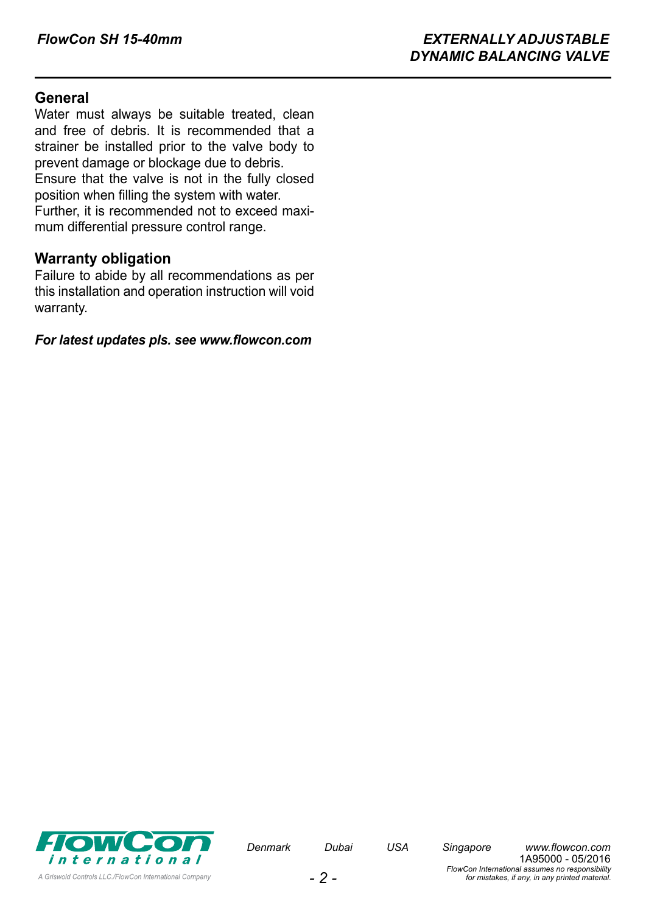## General

Water must always be suitable treated, clean and free of debris. It is recommended that a strainer be installed prior to the valve body to prevent damage or blockage due to debris.
Ensure that the valve is not in the fully closed position when filling the system with water.
Further, it is recommended not to exceed maximum differential pressure control range.

## Warranty obligation

Failure to abide by all recommendations as per this installation and operation instruction will void warranty.

***For latest updates pls. see www.flowcon.com***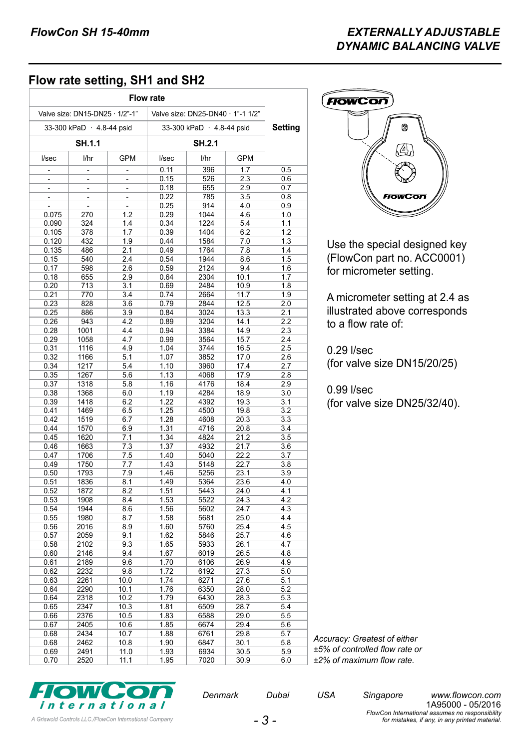## Flow rate setting, SH1 and SH2

| Flow rate | | | | | | Setting |
|---|---|---|---|---|---|---|
| Valve size: DN15-DN25 · 1/2"-1" | | | Valve size: DN25-DN40 · 1"-1 1/2" | | | |
| 33-300 kPaD · 4.8-44 psid | | | 33-300 kPaD · 4.8-44 psid | | | |
| **SH.1.1** | | | **SH.2.1** | | | |
| l/sec | l/hr | GPM | l/sec | l/hr | GPM | |
| - | - | - | 0.11 | 396 | 1.7 | 0.5 |
| - | - | - | 0.15 | 526 | 2.3 | 0.6 |
| - | - | - | 0.18 | 655 | 2.9 | 0.7 |
| - | - | - | 0.22 | 785 | 3.5 | 0.8 |
| - | - | - | 0.25 | 914 | 4.0 | 0.9 |
| 0.075 | 270 | 1.2 | 0.29 | 1044 | 4.6 | 1.0 |
| 0.090 | 324 | 1.4 | 0.34 | 1224 | 5.4 | 1.1 |
| 0.105 | 378 | 1.7 | 0.39 | 1404 | 6.2 | 1.2 |
| 0.120 | 432 | 1.9 | 0.44 | 1584 | 7.0 | 1.3 |
| 0.135 | 486 | 2.1 | 0.49 | 1764 | 7.8 | 1.4 |
| 0.15 | 540 | 2.4 | 0.54 | 1944 | 8.6 | 1.5 |
| 0.17 | 598 | 2.6 | 0.59 | 2124 | 9.4 | 1.6 |
| 0.18 | 655 | 2.9 | 0.64 | 2304 | 10.1 | 1.7 |
| 0.20 | 713 | 3.1 | 0.69 | 2484 | 10.9 | 1.8 |
| 0.21 | 770 | 3.4 | 0.74 | 2664 | 11.7 | 1.9 |
| 0.23 | 828 | 3.6 | 0.79 | 2844 | 12.5 | 2.0 |
| 0.25 | 886 | 3.9 | 0.84 | 3024 | 13.3 | 2.1 |
| 0.26 | 943 | 4.2 | 0.89 | 3204 | 14.1 | 2.2 |
| 0.28 | 1001 | 4.4 | 0.94 | 3384 | 14.9 | 2.3 |
| 0.29 | 1058 | 4.7 | 0.99 | 3564 | 15.7 | 2.4 |
| 0.31 | 1116 | 4.9 | 1.04 | 3744 | 16.5 | 2.5 |
| 0.32 | 1166 | 5.1 | 1.07 | 3852 | 17.0 | 2.6 |
| 0.34 | 1217 | 5.4 | 1.10 | 3960 | 17.4 | 2.7 |
| 0.35 | 1267 | 5.6 | 1.13 | 4068 | 17.9 | 2.8 |
| 0.37 | 1318 | 5.8 | 1.16 | 4176 | 18.4 | 2.9 |
| 0.38 | 1368 | 6.0 | 1.19 | 4284 | 18.9 | 3.0 |
| 0.39 | 1418 | 6.2 | 1.22 | 4392 | 19.3 | 3.1 |
| 0.41 | 1469 | 6.5 | 1.25 | 4500 | 19.8 | 3.2 |
| 0.42 | 1519 | 6.7 | 1.28 | 4608 | 20.3 | 3.3 |
| 0.44 | 1570 | 6.9 | 1.31 | 4716 | 20.8 | 3.4 |
| 0.45 | 1620 | 7.1 | 1.34 | 4824 | 21.2 | 3.5 |
| 0.46 | 1663 | 7.3 | 1.37 | 4932 | 21.7 | 3.6 |
| 0.47 | 1706 | 7.5 | 1.40 | 5040 | 22.2 | 3.7 |
| 0.49 | 1750 | 7.7 | 1.43 | 5148 | 22.7 | 3.8 |
| 0.50 | 1793 | 7.9 | 1.46 | 5256 | 23.1 | 3.9 |
| 0.51 | 1836 | 8.1 | 1.49 | 5364 | 23.6 | 4.0 |
| 0.52 | 1872 | 8.2 | 1.51 | 5443 | 24.0 | 4.1 |
| 0.53 | 1908 | 8.4 | 1.53 | 5522 | 24.3 | 4.2 |
| 0.54 | 1944 | 8.6 | 1.56 | 5602 | 24.7 | 4.3 |
| 0.55 | 1980 | 8.7 | 1.58 | 5681 | 25.0 | 4.4 |
| 0.56 | 2016 | 8.9 | 1.60 | 5760 | 25.4 | 4.5 |
| 0.57 | 2059 | 9.1 | 1.62 | 5846 | 25.7 | 4.6 |
| 0.58 | 2102 | 9.3 | 1.65 | 5933 | 26.1 | 4.7 |
| 0.60 | 2146 | 9.4 | 1.67 | 6019 | 26.5 | 4.8 |
| 0.61 | 2189 | 9.6 | 1.70 | 6106 | 26.9 | 4.9 |
| 0.62 | 2232 | 9.8 | 1.72 | 6192 | 27.3 | 5.0 |
| 0.63 | 2261 | 10.0 | 1.74 | 6271 | 27.6 | 5.1 |
| 0.64 | 2290 | 10.1 | 1.76 | 6350 | 28.0 | 5.2 |
| 0.64 | 2318 | 10.2 | 1.79 | 6430 | 28.3 | 5.3 |
| 0.65 | 2347 | 10.3 | 1.81 | 6509 | 28.7 | 5.4 |
| 0.66 | 2376 | 10.5 | 1.83 | 6588 | 29.0 | 5.5 |
| 0.67 | 2405 | 10.6 | 1.85 | 6674 | 29.4 | 5.6 |
| 0.68 | 2434 | 10.7 | 1.88 | 6761 | 29.8 | 5.7 |
| 0.68 | 2462 | 10.8 | 1.90 | 6847 | 30.1 | 5.8 |
| 0.69 | 2491 | 11.0 | 1.93 | 6934 | 30.5 | 5.9 |
| 0.70 | 2520 | 11.1 | 1.95 | 7020 | 30.9 | 6.0 |

Use the special designed key (FlowCon part no. ACC0001) for micrometer setting.

A micrometer setting at 2.4 as illustrated above corresponds to a flow rate of:

0.29 l/sec
(for valve size DN15/20/25)

0.99 l/sec
(for valve size DN25/32/40).

*Accuracy: Greatest of either ±5% of controlled flow rate or ±2% of maximum flow rate.*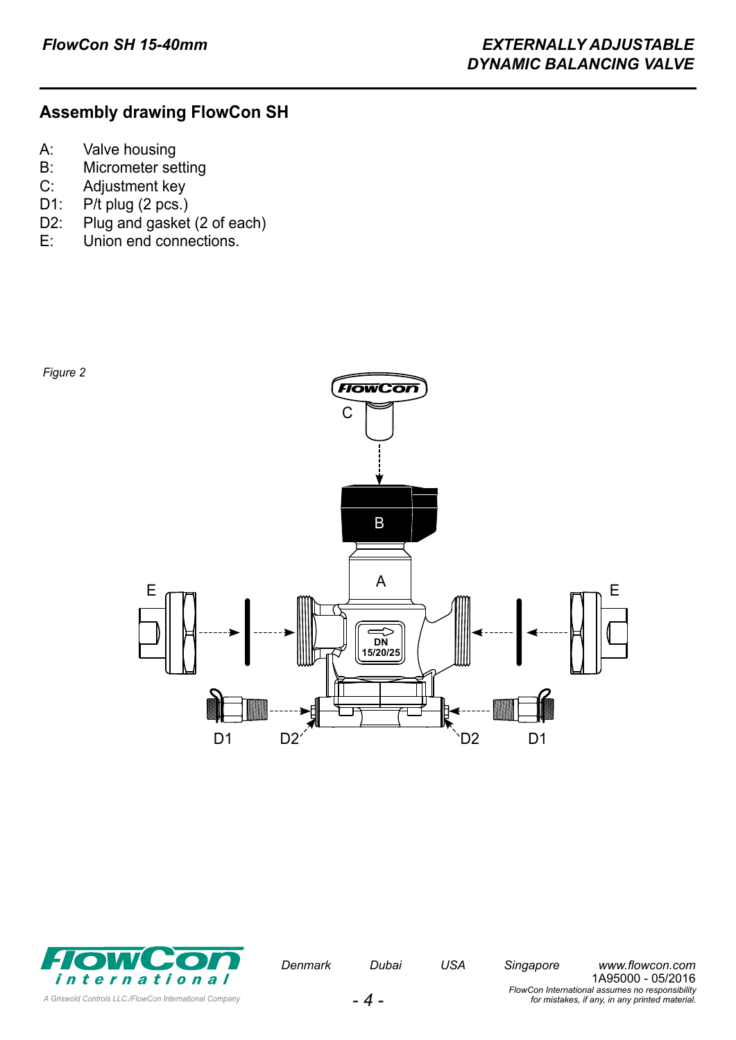## Assembly drawing FlowCon SH

- A: Valve housing
- B: Micrometer setting
- C: Adjustment key
- D1: P/t plug (2 pcs.)
- D2: Plug and gasket (2 of each)
- E: Union end connections.

*Figure 2*

C

B

A

E

E

DN 15/20/25

D1

D2

D2

D1